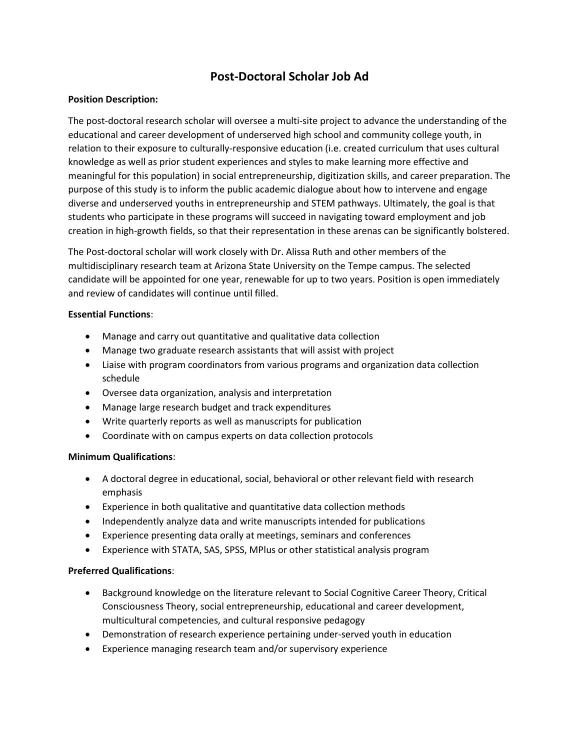# Post-Doctoral Scholar Job Ad

**Position Description:**

The post-doctoral research scholar will oversee a multi-site project to advance the understanding of the educational and career development of underserved high school and community college youth, in relation to their exposure to culturally-responsive education (i.e. created curriculum that uses cultural knowledge as well as prior student experiences and styles to make learning more effective and meaningful for this population) in social entrepreneurship, digitization skills, and career preparation. The purpose of this study is to inform the public academic dialogue about how to intervene and engage diverse and underserved youths in entrepreneurship and STEM pathways. Ultimately, the goal is that students who participate in these programs will succeed in navigating toward employment and job creation in high-growth fields, so that their representation in these arenas can be significantly bolstered.

The Post-doctoral scholar will work closely with Dr. Alissa Ruth and other members of the multidisciplinary research team at Arizona State University on the Tempe campus. The selected candidate will be appointed for one year, renewable for up to two years. Position is open immediately and review of candidates will continue until filled.

**Essential Functions**:

- Manage and carry out quantitative and qualitative data collection
- Manage two graduate research assistants that will assist with project
- Liaise with program coordinators from various programs and organization data collection schedule
- Oversee data organization, analysis and interpretation
- Manage large research budget and track expenditures
- Write quarterly reports as well as manuscripts for publication
- Coordinate with on campus experts on data collection protocols

**Minimum Qualifications**:

- A doctoral degree in educational, social, behavioral or other relevant field with research emphasis
- Experience in both qualitative and quantitative data collection methods
- Independently analyze data and write manuscripts intended for publications
- Experience presenting data orally at meetings, seminars and conferences
- Experience with STATA, SAS, SPSS, MPlus or other statistical analysis program

**Preferred Qualifications**:

- Background knowledge on the literature relevant to Social Cognitive Career Theory, Critical Consciousness Theory, social entrepreneurship, educational and career development, multicultural competencies, and cultural responsive pedagogy
- Demonstration of research experience pertaining under-served youth in education
- Experience managing research team and/or supervisory experience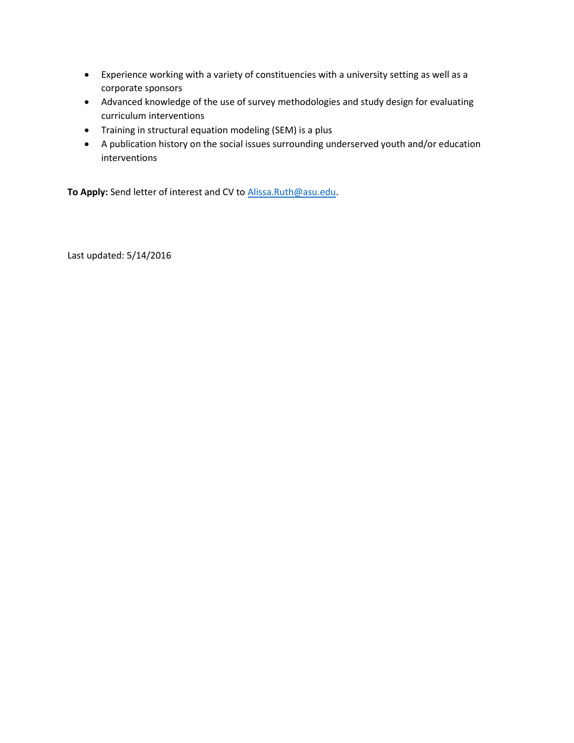- Experience working with a variety of constituencies with a university setting as well as a corporate sponsors
- Advanced knowledge of the use of survey methodologies and study design for evaluating curriculum interventions
- Training in structural equation modeling (SEM) is a plus
- A publication history on the social issues surrounding underserved youth and/or education interventions

**To Apply:** Send letter of interest and CV to Alissa.Ruth@asu.edu.

Last updated: 5/14/2016